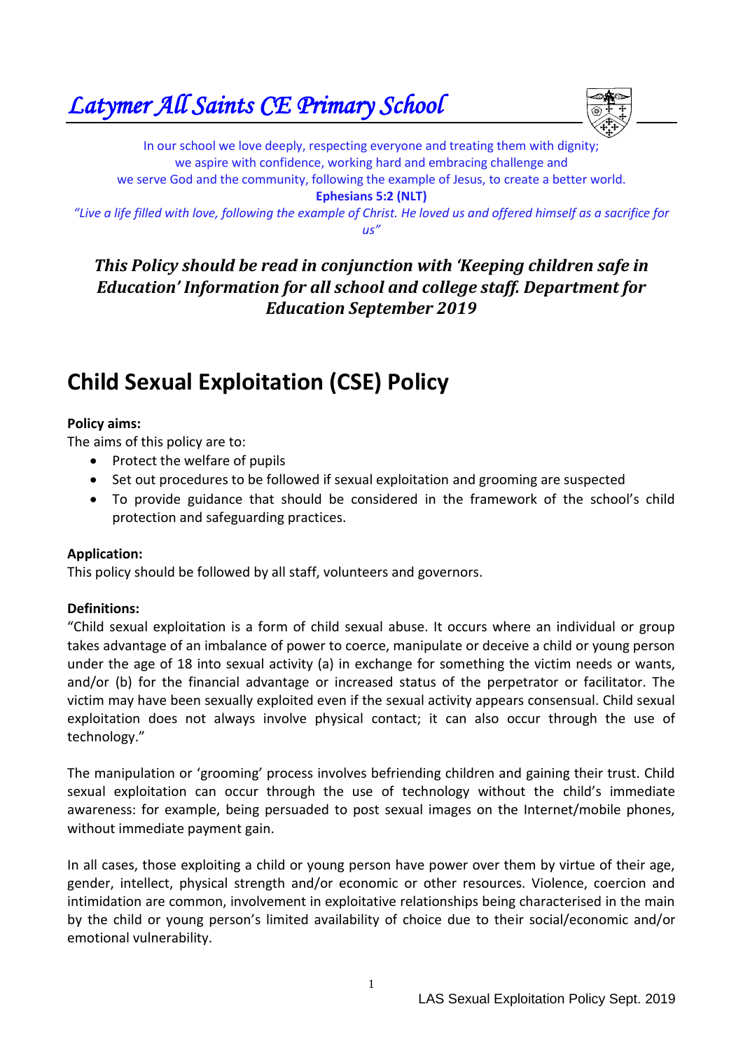# *Latymer All Saints CE Primary School*

In our school we love deeply, respecting everyone and treating them with dignity;
we aspire with confidence, working hard and embracing challenge and
we serve God and the community, following the example of Jesus, to create a better world.

**Ephesians 5:2 (NLT)**

*"Live a life filled with love, following the example of Christ. He loved us and offered himself as a sacrifice for us"*

***This Policy should be read in conjunction with 'Keeping children safe in Education' Information for all school and college staff. Department for Education September 2019***

# Child Sexual Exploitation (CSE) Policy

**Policy aims:**

The aims of this policy are to:

- Protect the welfare of pupils
- Set out procedures to be followed if sexual exploitation and grooming are suspected
- To provide guidance that should be considered in the framework of the school's child protection and safeguarding practices.

**Application:**

This policy should be followed by all staff, volunteers and governors.

**Definitions:**

"Child sexual exploitation is a form of child sexual abuse. It occurs where an individual or group takes advantage of an imbalance of power to coerce, manipulate or deceive a child or young person under the age of 18 into sexual activity (a) in exchange for something the victim needs or wants, and/or (b) for the financial advantage or increased status of the perpetrator or facilitator. The victim may have been sexually exploited even if the sexual activity appears consensual. Child sexual exploitation does not always involve physical contact; it can also occur through the use of technology."

The manipulation or 'grooming' process involves befriending children and gaining their trust. Child sexual exploitation can occur through the use of technology without the child's immediate awareness: for example, being persuaded to post sexual images on the Internet/mobile phones, without immediate payment gain.

In all cases, those exploiting a child or young person have power over them by virtue of their age, gender, intellect, physical strength and/or economic or other resources. Violence, coercion and intimidation are common, involvement in exploitative relationships being characterised in the main by the child or young person's limited availability of choice due to their social/economic and/or emotional vulnerability.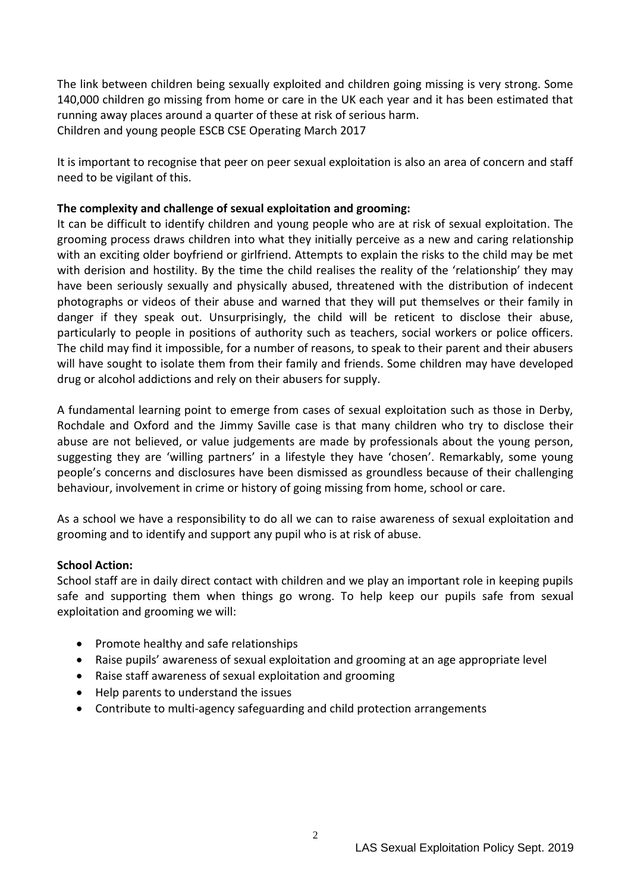The link between children being sexually exploited and children going missing is very strong. Some 140,000 children go missing from home or care in the UK each year and it has been estimated that running away places around a quarter of these at risk of serious harm.
Children and young people ESCB CSE Operating March 2017

It is important to recognise that peer on peer sexual exploitation is also an area of concern and staff need to be vigilant of this.

**The complexity and challenge of sexual exploitation and grooming:**
It can be difficult to identify children and young people who are at risk of sexual exploitation. The grooming process draws children into what they initially perceive as a new and caring relationship with an exciting older boyfriend or girlfriend. Attempts to explain the risks to the child may be met with derision and hostility. By the time the child realises the reality of the 'relationship' they may have been seriously sexually and physically abused, threatened with the distribution of indecent photographs or videos of their abuse and warned that they will put themselves or their family in danger if they speak out. Unsurprisingly, the child will be reticent to disclose their abuse, particularly to people in positions of authority such as teachers, social workers or police officers. The child may find it impossible, for a number of reasons, to speak to their parent and their abusers will have sought to isolate them from their family and friends. Some children may have developed drug or alcohol addictions and rely on their abusers for supply.

A fundamental learning point to emerge from cases of sexual exploitation such as those in Derby, Rochdale and Oxford and the Jimmy Saville case is that many children who try to disclose their abuse are not believed, or value judgements are made by professionals about the young person, suggesting they are 'willing partners' in a lifestyle they have 'chosen'. Remarkably, some young people's concerns and disclosures have been dismissed as groundless because of their challenging behaviour, involvement in crime or history of going missing from home, school or care.

As a school we have a responsibility to do all we can to raise awareness of sexual exploitation and grooming and to identify and support any pupil who is at risk of abuse.

**School Action:**
School staff are in daily direct contact with children and we play an important role in keeping pupils safe and supporting them when things go wrong. To help keep our pupils safe from sexual exploitation and grooming we will:

- Promote healthy and safe relationships
- Raise pupils' awareness of sexual exploitation and grooming at an age appropriate level
- Raise staff awareness of sexual exploitation and grooming
- Help parents to understand the issues
- Contribute to multi-agency safeguarding and child protection arrangements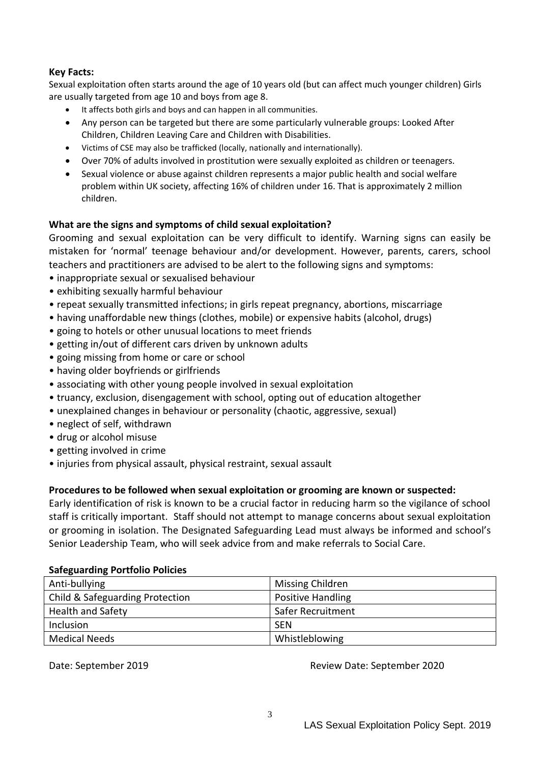**Key Facts:**

Sexual exploitation often starts around the age of 10 years old (but can affect much younger children) Girls are usually targeted from age 10 and boys from age 8.

- It affects both girls and boys and can happen in all communities.
- Any person can be targeted but there are some particularly vulnerable groups: Looked After Children, Children Leaving Care and Children with Disabilities.
- Victims of CSE may also be trafficked (locally, nationally and internationally).
- Over 70% of adults involved in prostitution were sexually exploited as children or teenagers.
- Sexual violence or abuse against children represents a major public health and social welfare problem within UK society, affecting 16% of children under 16. That is approximately 2 million children.

**What are the signs and symptoms of child sexual exploitation?**

Grooming and sexual exploitation can be very difficult to identify. Warning signs can easily be mistaken for 'normal' teenage behaviour and/or development. However, parents, carers, school teachers and practitioners are advised to be alert to the following signs and symptoms:

- inappropriate sexual or sexualised behaviour
- exhibiting sexually harmful behaviour
- repeat sexually transmitted infections; in girls repeat pregnancy, abortions, miscarriage
- having unaffordable new things (clothes, mobile) or expensive habits (alcohol, drugs)
- going to hotels or other unusual locations to meet friends
- getting in/out of different cars driven by unknown adults
- going missing from home or care or school
- having older boyfriends or girlfriends
- associating with other young people involved in sexual exploitation
- truancy, exclusion, disengagement with school, opting out of education altogether
- unexplained changes in behaviour or personality (chaotic, aggressive, sexual)
- neglect of self, withdrawn
- drug or alcohol misuse
- getting involved in crime
- injuries from physical assault, physical restraint, sexual assault

**Procedures to be followed when sexual exploitation or grooming are known or suspected:**

Early identification of risk is known to be a crucial factor in reducing harm so the vigilance of school staff is critically important. Staff should not attempt to manage concerns about sexual exploitation or grooming in isolation. The Designated Safeguarding Lead must always be informed and school's Senior Leadership Team, who will seek advice from and make referrals to Social Care.

**Safeguarding Portfolio Policies**

| | |
|---|---|
| Anti-bullying | Missing Children |
| Child & Safeguarding Protection | Positive Handling |
| Health and Safety | Safer Recruitment |
| Inclusion | SEN |
| Medical Needs | Whistleblowing |

Date: September 2019 Review Date: September 2020